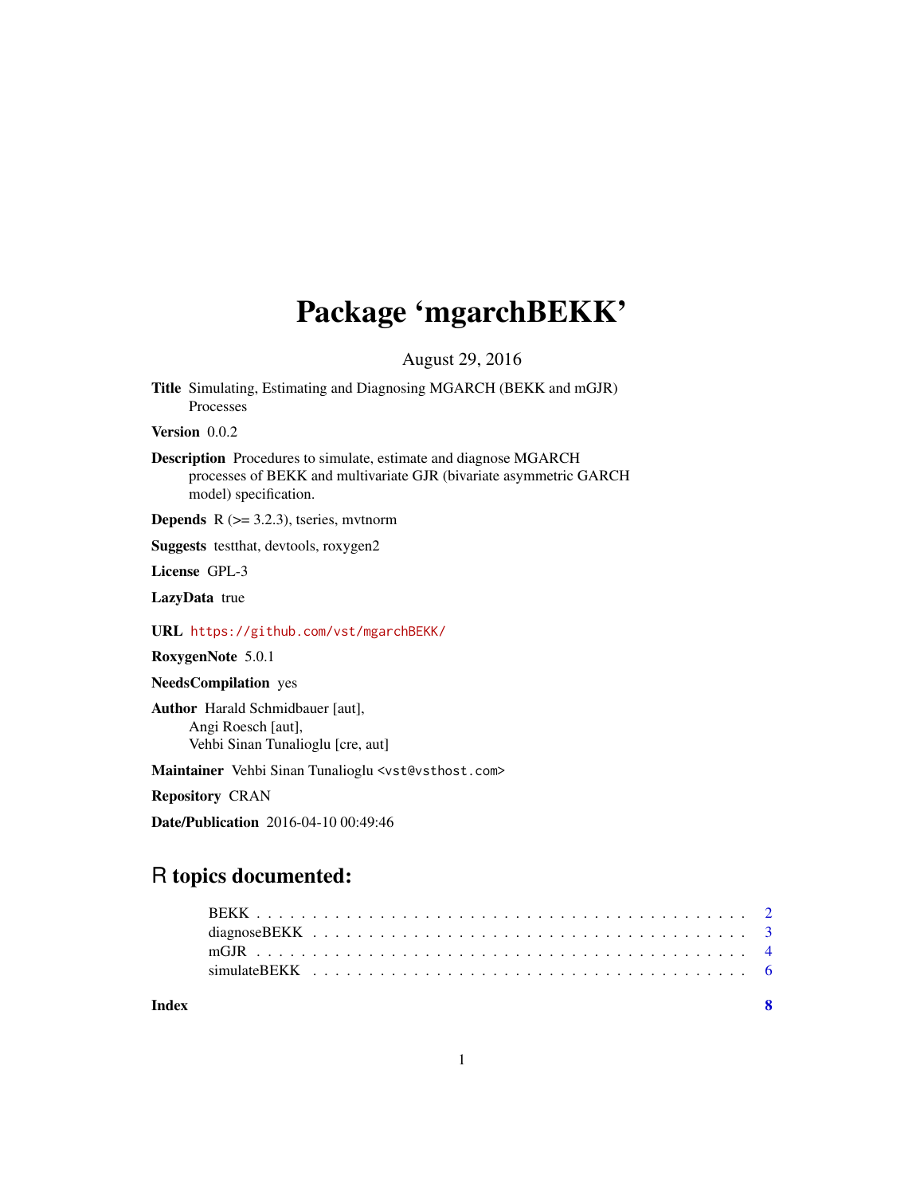# Package 'mgarchBEKK'

August 29, 2016

**Title** Simulating, Estimating and Diagnosing MGARCH (BEKK and mGJR) Processes

**Version** 0.0.2

**Description** Procedures to simulate, estimate and diagnose MGARCH processes of BEKK and multivariate GJR (bivariate asymmetric GARCH model) specification.

**Depends** R (>= 3.2.3), tseries, mvtnorm

**Suggests** testthat, devtools, roxygen2

**License** GPL-3

**LazyData** true

**URL** https://github.com/vst/mgarchBEKK/

**RoxygenNote** 5.0.1

**NeedsCompilation** yes

**Author** Harald Schmidbauer [aut], Angi Roesch [aut], Vehbi Sinan Tunalioglu [cre, aut]

**Maintainer** Vehbi Sinan Tunalioglu <vst@vsthost.com>

**Repository** CRAN

**Date/Publication** 2016-04-10 00:49:46

## R topics documented:

- BEKK . . . . . . . . . . . . . . . . . . . . . . . . . . . . . . . . . . . . . . . . . . 2
- diagnoseBEKK . . . . . . . . . . . . . . . . . . . . . . . . . . . . . . . . . . . . . 3
- mGJR . . . . . . . . . . . . . . . . . . . . . . . . . . . . . . . . . . . . . . . . . . 4
- simulateBEKK . . . . . . . . . . . . . . . . . . . . . . . . . . . . . . . . . . . . . 6

**Index** 8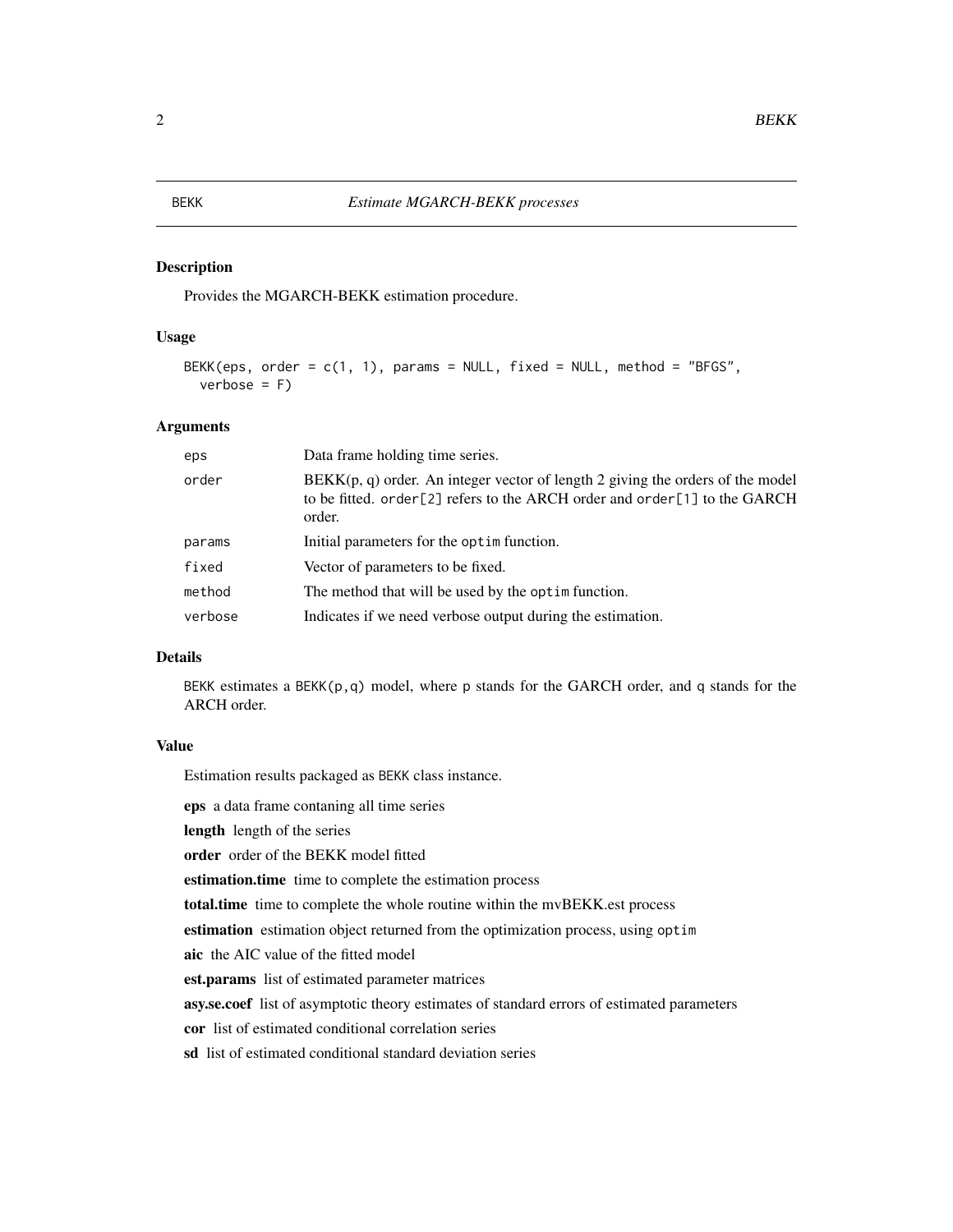# BEKK — *Estimate MGARCH-BEKK processes*

## Description

Provides the MGARCH-BEKK estimation procedure.

## Usage

```
BEKK(eps, order = c(1, 1), params = NULL, fixed = NULL, method = "BFGS",
  verbose = F)
```

## Arguments

| | |
|---|---|
| eps | Data frame holding time series. |
| order | BEKK(p, q) order. An integer vector of length 2 giving the orders of the model to be fitted. `order[2]` refers to the ARCH order and `order[1]` to the GARCH order. |
| params | Initial parameters for the `optim` function. |
| fixed | Vector of parameters to be fixed. |
| method | The method that will be used by the `optim` function. |
| verbose | Indicates if we need verbose output during the estimation. |

## Details

`BEKK` estimates a `BEKK(p,q)` model, where `p` stands for the GARCH order, and `q` stands for the ARCH order.

## Value

Estimation results packaged as `BEKK` class instance.

**eps** a data frame contaning all time series

**length** length of the series

**order** order of the BEKK model fitted

**estimation.time** time to complete the estimation process

**total.time** time to complete the whole routine within the mvBEKK.est process

**estimation** estimation object returned from the optimization process, using `optim`

**aic** the AIC value of the fitted model

**est.params** list of estimated parameter matrices

**asy.se.coef** list of asymptotic theory estimates of standard errors of estimated parameters

**cor** list of estimated conditional correlation series

**sd** list of estimated conditional standard deviation series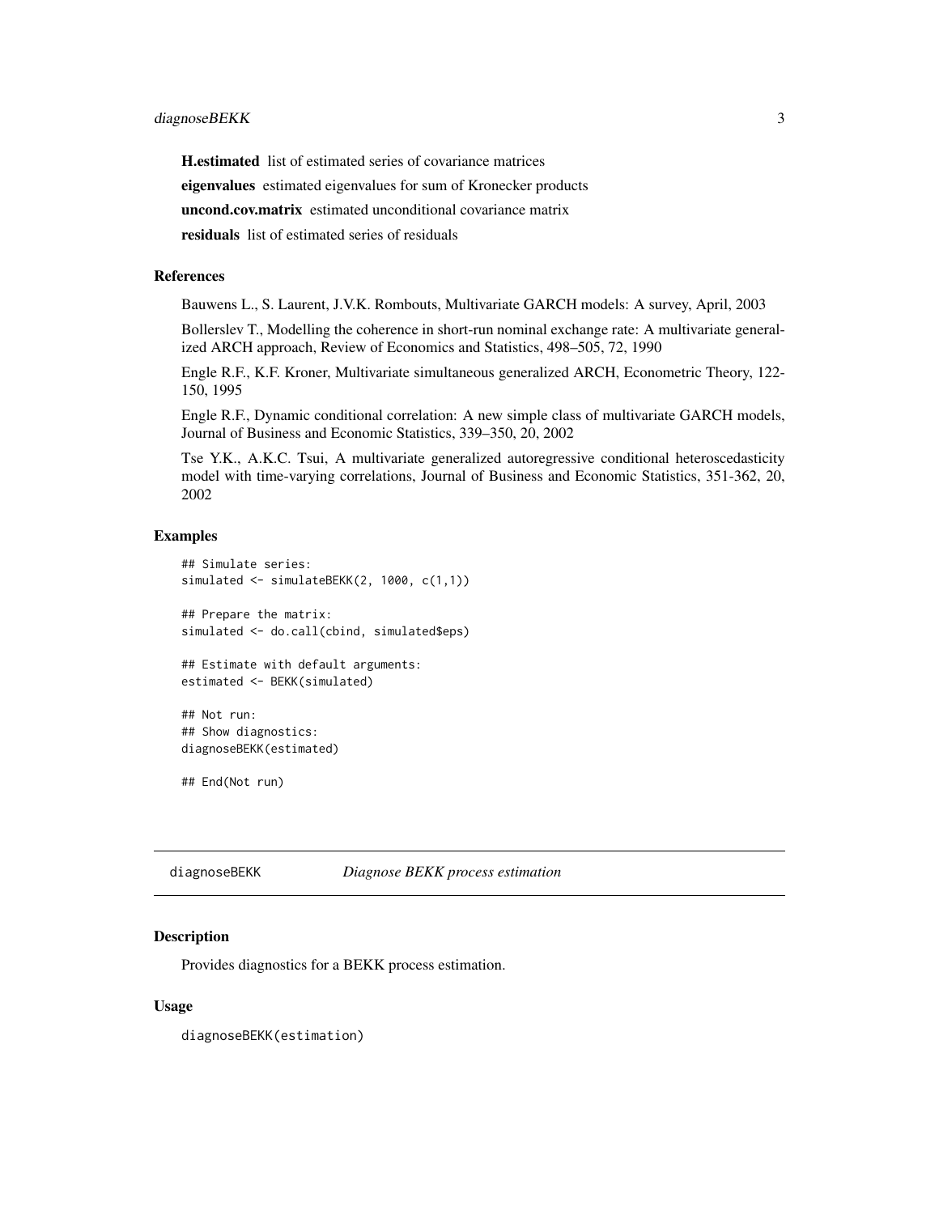**H.estimated** list of estimated series of covariance matrices

**eigenvalues** estimated eigenvalues for sum of Kronecker products

**uncond.cov.matrix** estimated unconditional covariance matrix

**residuals** list of estimated series of residuals

### References

Bauwens L., S. Laurent, J.V.K. Rombouts, Multivariate GARCH models: A survey, April, 2003

Bollerslev T., Modelling the coherence in short-run nominal exchange rate: A multivariate generalized ARCH approach, Review of Economics and Statistics, 498–505, 72, 1990

Engle R.F., K.F. Kroner, Multivariate simultaneous generalized ARCH, Econometric Theory, 122-150, 1995

Engle R.F., Dynamic conditional correlation: A new simple class of multivariate GARCH models, Journal of Business and Economic Statistics, 339–350, 20, 2002

Tse Y.K., A.K.C. Tsui, A multivariate generalized autoregressive conditional heteroscedasticity model with time-varying correlations, Journal of Business and Economic Statistics, 351-362, 20, 2002

### Examples

```
## Simulate series:
simulated <- simulateBEKK(2, 1000, c(1,1))

## Prepare the matrix:
simulated <- do.call(cbind, simulated$eps)

## Estimate with default arguments:
estimated <- BEKK(simulated)

## Not run:
## Show diagnostics:
diagnoseBEKK(estimated)

## End(Not run)
```

---

## diagnoseBEKK *Diagnose BEKK process estimation*

### Description

Provides diagnostics for a BEKK process estimation.

### Usage

```
diagnoseBEKK(estimation)
```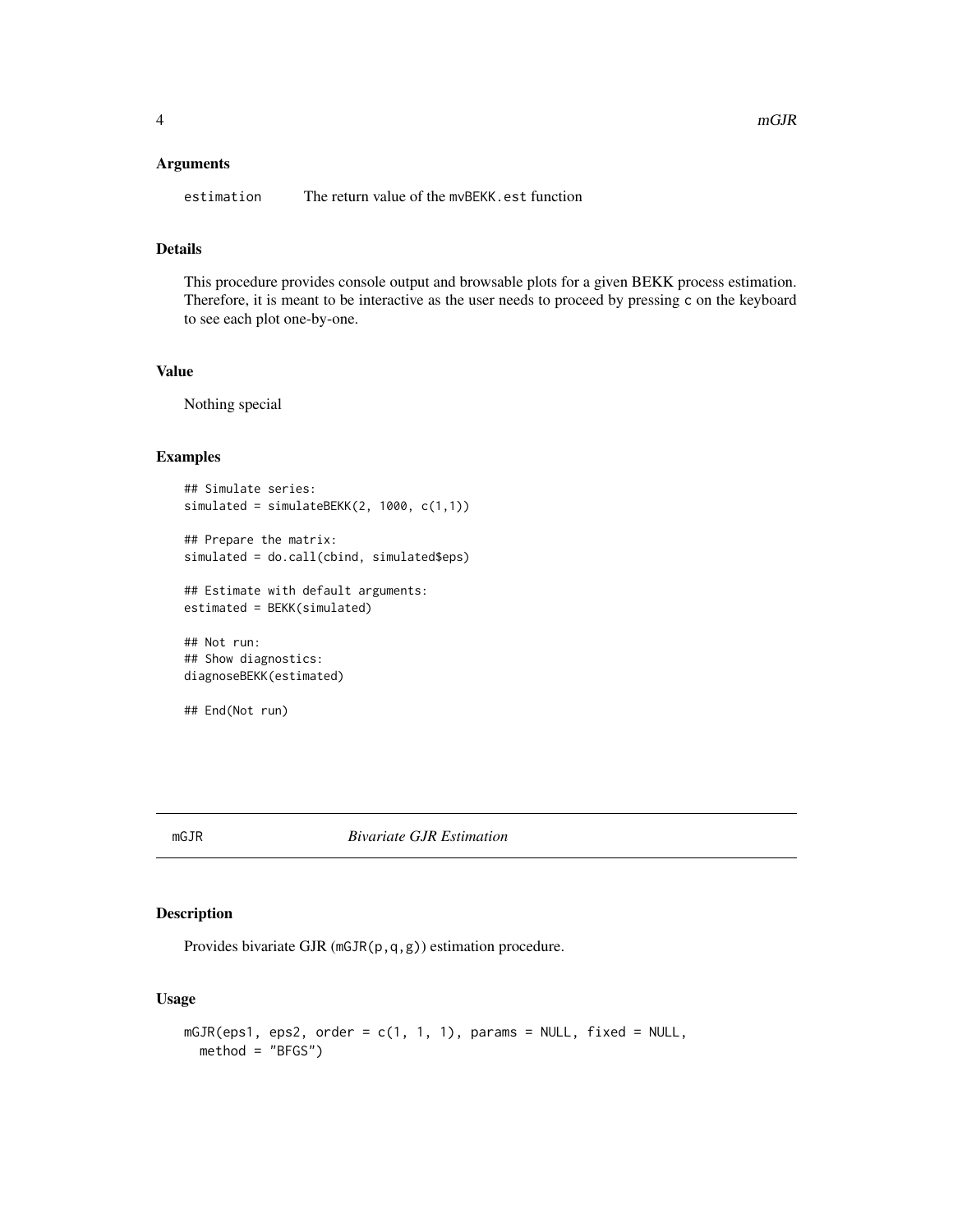## Arguments

estimation    The return value of the `mvBEKK.est` function

## Details

This procedure provides console output and browsable plots for a given BEKK process estimation. Therefore, it is meant to be interactive as the user needs to proceed by pressing `c` on the keyboard to see each plot one-by-one.

## Value

Nothing special

## Examples

```
## Simulate series:
simulated = simulateBEKK(2, 1000, c(1,1))

## Prepare the matrix:
simulated = do.call(cbind, simulated$eps)

## Estimate with default arguments:
estimated = BEKK(simulated)

## Not run:
## Show diagnostics:
diagnoseBEKK(estimated)

## End(Not run)
```

---

# mGJR    *Bivariate GJR Estimation*

## Description

Provides bivariate GJR (`mGJR(p,q,g)`) estimation procedure.

## Usage

```
mGJR(eps1, eps2, order = c(1, 1, 1), params = NULL, fixed = NULL,
  method = "BFGS")
```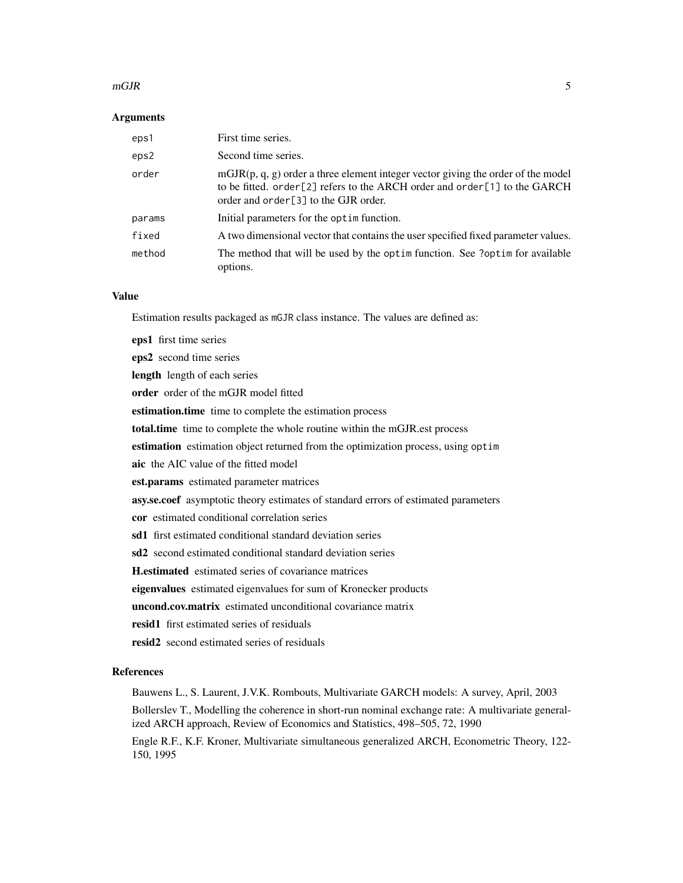## Arguments

| | |
|---|---|
| `eps1` | First time series. |
| `eps2` | Second time series. |
| `order` | mGJR(p, q, g) order a three element integer vector giving the order of the model to be fitted. `order[2]` refers to the ARCH order and `order[1]` to the GARCH order and `order[3]` to the GJR order. |
| `params` | Initial parameters for the `optim` function. |
| `fixed` | A two dimensional vector that contains the user specified fixed parameter values. |
| `method` | The method that will be used by the `optim` function. See `?optim` for available options. |

## Value

Estimation results packaged as `mGJR` class instance. The values are defined as:

**eps1** first time series

**eps2** second time series

**length** length of each series

**order** order of the mGJR model fitted

**estimation.time** time to complete the estimation process

**total.time** time to complete the whole routine within the mGJR.est process

**estimation** estimation object returned from the optimization process, using `optim`

**aic** the AIC value of the fitted model

**est.params** estimated parameter matrices

**asy.se.coef** asymptotic theory estimates of standard errors of estimated parameters

**cor** estimated conditional correlation series

**sd1** first estimated conditional standard deviation series

**sd2** second estimated conditional standard deviation series

**H.estimated** estimated series of covariance matrices

**eigenvalues** estimated eigenvalues for sum of Kronecker products

**uncond.cov.matrix** estimated unconditional covariance matrix

**resid1** first estimated series of residuals

**resid2** second estimated series of residuals

## References

Bauwens L., S. Laurent, J.V.K. Rombouts, Multivariate GARCH models: A survey, April, 2003

Bollerslev T., Modelling the coherence in short-run nominal exchange rate: A multivariate generalized ARCH approach, Review of Economics and Statistics, 498–505, 72, 1990

Engle R.F., K.F. Kroner, Multivariate simultaneous generalized ARCH, Econometric Theory, 122-150, 1995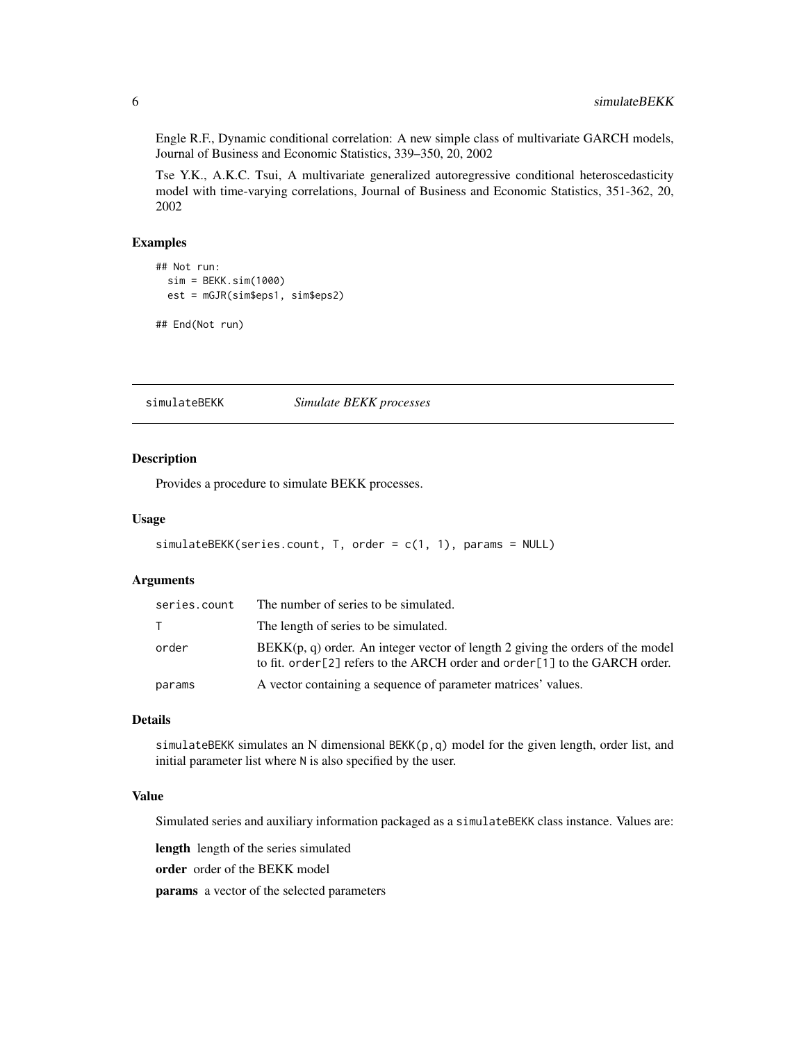Engle R.F., Dynamic conditional correlation: A new simple class of multivariate GARCH models, Journal of Business and Economic Statistics, 339–350, 20, 2002

Tse Y.K., A.K.C. Tsui, A multivariate generalized autoregressive conditional heteroscedasticity model with time-varying correlations, Journal of Business and Economic Statistics, 351-362, 20, 2002

### Examples

```
## Not run:
  sim = BEKK.sim(1000)
  est = mGJR(sim$eps1, sim$eps2)

## End(Not run)
```

---

## simulateBEKK — *Simulate BEKK processes*

---

### Description

Provides a procedure to simulate BEKK processes.

### Usage

```
simulateBEKK(series.count, T, order = c(1, 1), params = NULL)
```

### Arguments

| | |
|---|---|
| series.count | The number of series to be simulated. |
| T | The length of series to be simulated. |
| order | BEKK(p, q) order. An integer vector of length 2 giving the orders of the model to fit. order[2] refers to the ARCH order and order[1] to the GARCH order. |
| params | A vector containing a sequence of parameter matrices' values. |

### Details

simulateBEKK simulates an N dimensional BEKK(p,q) model for the given length, order list, and initial parameter list where N is also specified by the user.

### Value

Simulated series and auxiliary information packaged as a simulateBEKK class instance. Values are:

**length** length of the series simulated

**order** order of the BEKK model

**params** a vector of the selected parameters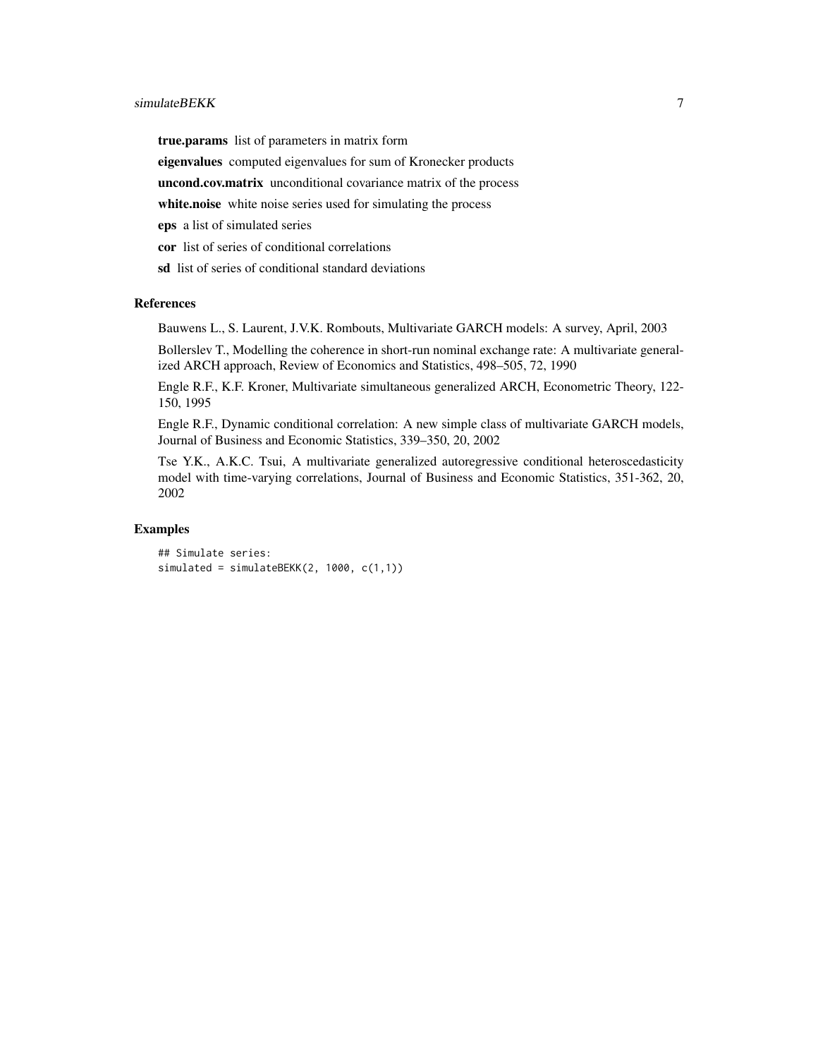**true.params** list of parameters in matrix form

**eigenvalues** computed eigenvalues for sum of Kronecker products

**uncond.cov.matrix** unconditional covariance matrix of the process

**white.noise** white noise series used for simulating the process

**eps** a list of simulated series

**cor** list of series of conditional correlations

**sd** list of series of conditional standard deviations

## References

Bauwens L., S. Laurent, J.V.K. Rombouts, Multivariate GARCH models: A survey, April, 2003

Bollerslev T., Modelling the coherence in short-run nominal exchange rate: A multivariate generalized ARCH approach, Review of Economics and Statistics, 498–505, 72, 1990

Engle R.F., K.F. Kroner, Multivariate simultaneous generalized ARCH, Econometric Theory, 122-150, 1995

Engle R.F., Dynamic conditional correlation: A new simple class of multivariate GARCH models, Journal of Business and Economic Statistics, 339–350, 20, 2002

Tse Y.K., A.K.C. Tsui, A multivariate generalized autoregressive conditional heteroscedasticity model with time-varying correlations, Journal of Business and Economic Statistics, 351-362, 20, 2002

## Examples

```
## Simulate series:
simulated = simulateBEKK(2, 1000, c(1,1))
```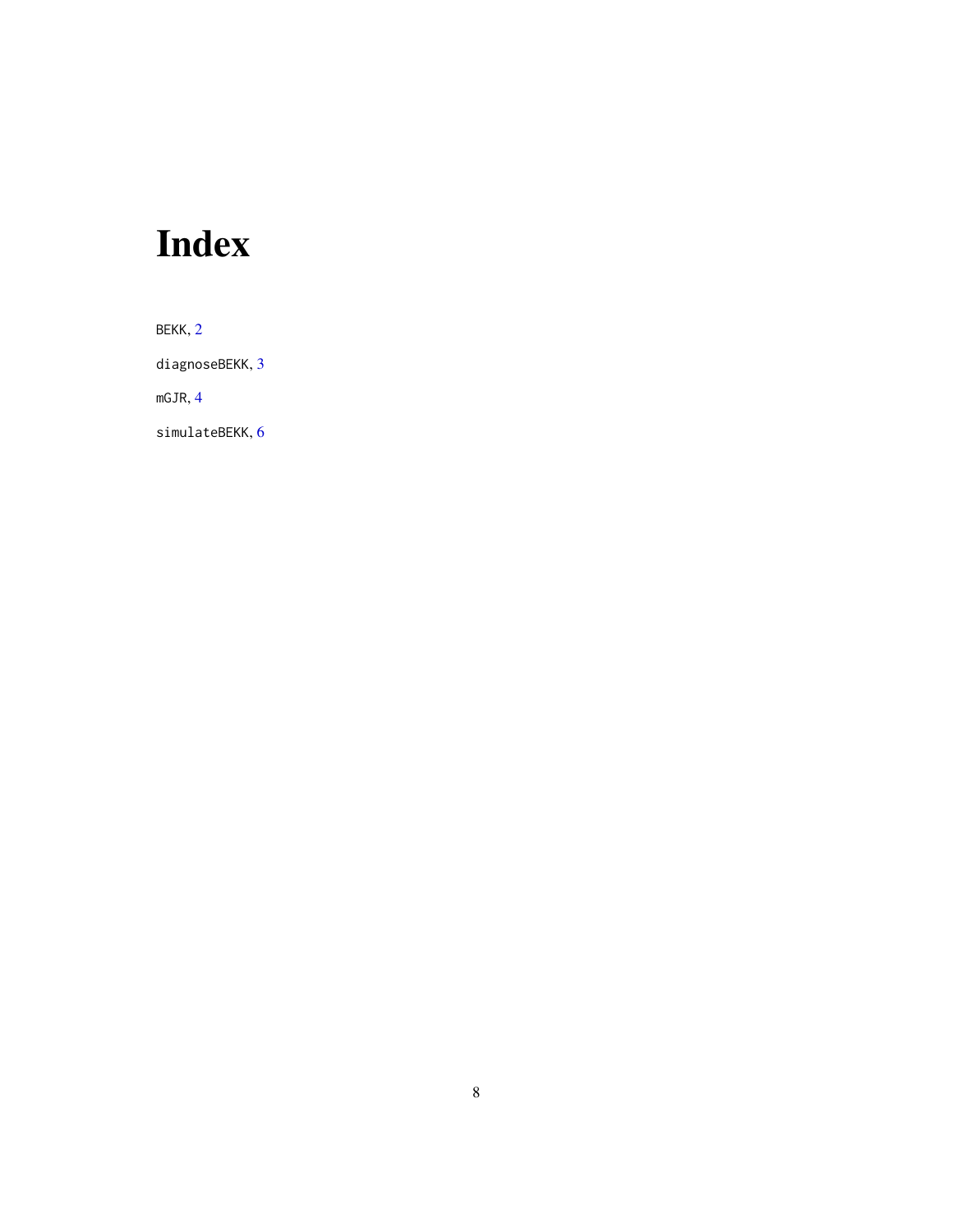# Index

BEKK, 2

diagnoseBEKK, 3

mGJR, 4

simulateBEKK, 6